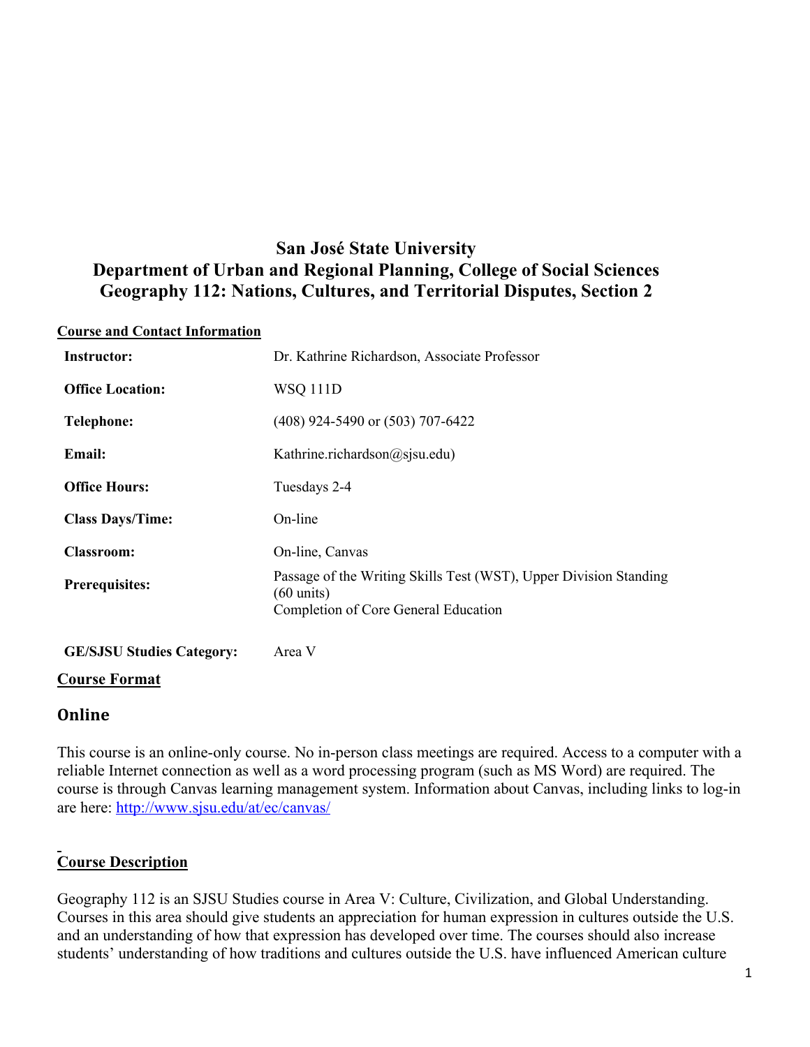# San José State University
## Department of Urban and Regional Planning, College of Social Sciences
## Geography 112: Nations, Cultures, and Territorial Disputes, Section 2

**Course and Contact Information**

| | |
|---|---|
| **Instructor:** | Dr. Kathrine Richardson, Associate Professor |
| **Office Location:** | WSQ 111D |
| **Telephone:** | (408) 924-5490 or (503) 707-6422 |
| **Email:** | Kathrine.richardson@sjsu.edu) |
| **Office Hours:** | Tuesdays 2-4 |
| **Class Days/Time:** | On-line |
| **Classroom:** | On-line, Canvas |
| **Prerequisites:** | Passage of the Writing Skills Test (WST), Upper Division Standing (60 units) Completion of Core General Education |
| **GE/SJSU Studies Category:** | Area V |

**Course Format**

## Online

This course is an online-only course. No in-person class meetings are required. Access to a computer with a reliable Internet connection as well as a word processing program (such as MS Word) are required. The course is through Canvas learning management system. Information about Canvas, including links to log-in are here: http://www.sjsu.edu/at/ec/canvas/

**Course Description**

Geography 112 is an SJSU Studies course in Area V: Culture, Civilization, and Global Understanding. Courses in this area should give students an appreciation for human expression in cultures outside the U.S. and an understanding of how that expression has developed over time. The courses should also increase students' understanding of how traditions and cultures outside the U.S. have influenced American culture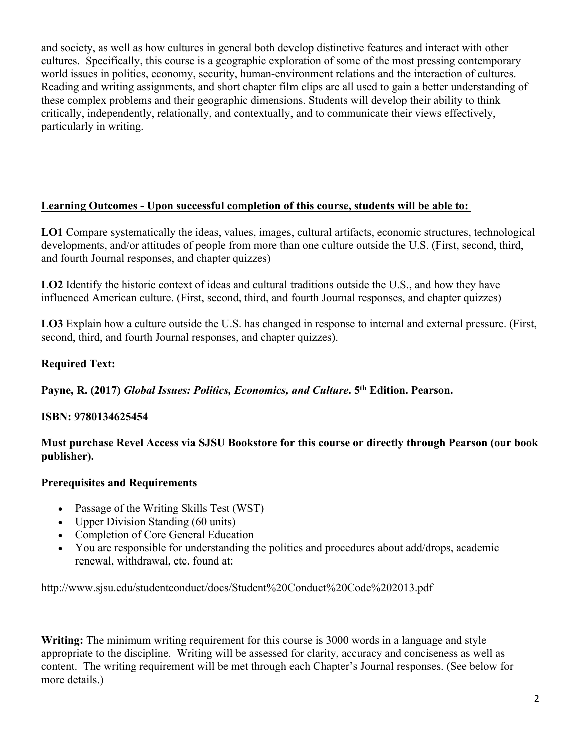and society, as well as how cultures in general both develop distinctive features and interact with other cultures. Specifically, this course is a geographic exploration of some of the most pressing contemporary world issues in politics, economy, security, human-environment relations and the interaction of cultures. Reading and writing assignments, and short chapter film clips are all used to gain a better understanding of these complex problems and their geographic dimensions. Students will develop their ability to think critically, independently, relationally, and contextually, and to communicate their views effectively, particularly in writing.

## Learning Outcomes - Upon successful completion of this course, students will be able to:

**LO1** Compare systematically the ideas, values, images, cultural artifacts, economic structures, technological developments, and/or attitudes of people from more than one culture outside the U.S. (First, second, third, and fourth Journal responses, and chapter quizzes)

**LO2** Identify the historic context of ideas and cultural traditions outside the U.S., and how they have influenced American culture. (First, second, third, and fourth Journal responses, and chapter quizzes)

**LO3** Explain how a culture outside the U.S. has changed in response to internal and external pressure. (First, second, third, and fourth Journal responses, and chapter quizzes).

**Required Text:**

**Payne, R. (2017) *Global Issues: Politics, Economics, and Culture*. 5th Edition. Pearson.**

**ISBN: 9780134625454**

**Must purchase Revel Access via SJSU Bookstore for this course or directly through Pearson (our book publisher).**

**Prerequisites and Requirements**

- Passage of the Writing Skills Test (WST)
- Upper Division Standing (60 units)
- Completion of Core General Education
- You are responsible for understanding the politics and procedures about add/drops, academic renewal, withdrawal, etc. found at:

http://www.sjsu.edu/studentconduct/docs/Student%20Conduct%20Code%202013.pdf

**Writing:** The minimum writing requirement for this course is 3000 words in a language and style appropriate to the discipline. Writing will be assessed for clarity, accuracy and conciseness as well as content. The writing requirement will be met through each Chapter's Journal responses. (See below for more details.)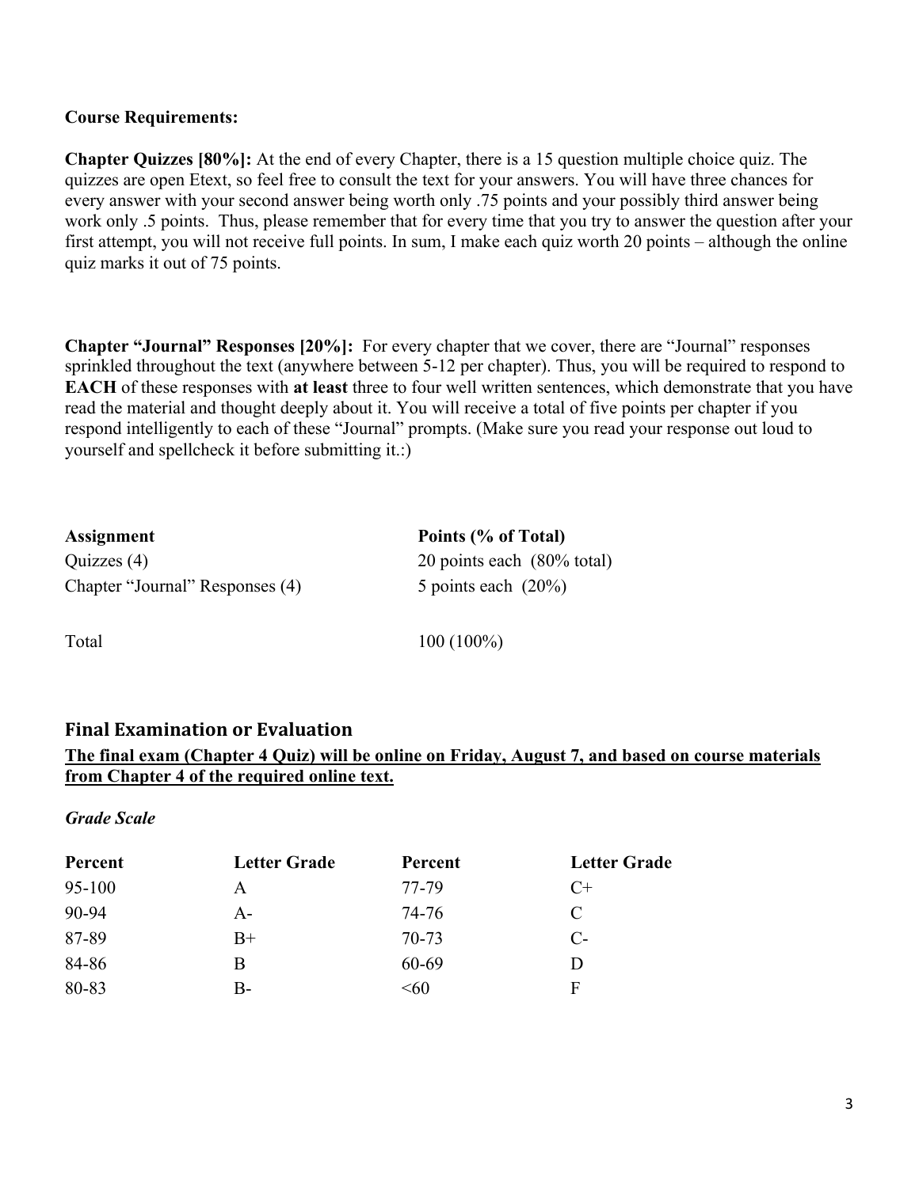**Course Requirements:**

**Chapter Quizzes [80%]:** At the end of every Chapter, there is a 15 question multiple choice quiz. The quizzes are open Etext, so feel free to consult the text for your answers. You will have three chances for every answer with your second answer being worth only .75 points and your possibly third answer being work only .5 points. Thus, please remember that for every time that you try to answer the question after your first attempt, you will not receive full points. In sum, I make each quiz worth 20 points – although the online quiz marks it out of 75 points.

**Chapter "Journal" Responses [20%]:** For every chapter that we cover, there are "Journal" responses sprinkled throughout the text (anywhere between 5-12 per chapter). Thus, you will be required to respond to **EACH** of these responses with **at least** three to four well written sentences, which demonstrate that you have read the material and thought deeply about it. You will receive a total of five points per chapter if you respond intelligently to each of these "Journal" prompts. (Make sure you read your response out loud to yourself and spellcheck it before submitting it.:)

| **Assignment** | **Points (% of Total)** |
| --- | --- |
| Quizzes (4) | 20 points each (80% total) |
| Chapter "Journal" Responses (4) | 5 points each (20%) |
| Total | 100 (100%) |

## Final Examination or Evaluation

**The final exam (Chapter 4 Quiz) will be online on Friday, August 7, and based on course materials from Chapter 4 of the required online text.**

***Grade Scale***

| **Percent** | **Letter Grade** | **Percent** | **Letter Grade** |
| --- | --- | --- | --- |
| 95-100 | A | 77-79 | C+ |
| 90-94 | A- | 74-76 | C |
| 87-89 | B+ | 70-73 | C- |
| 84-86 | B | 60-69 | D |
| 80-83 | B- | <60 | F |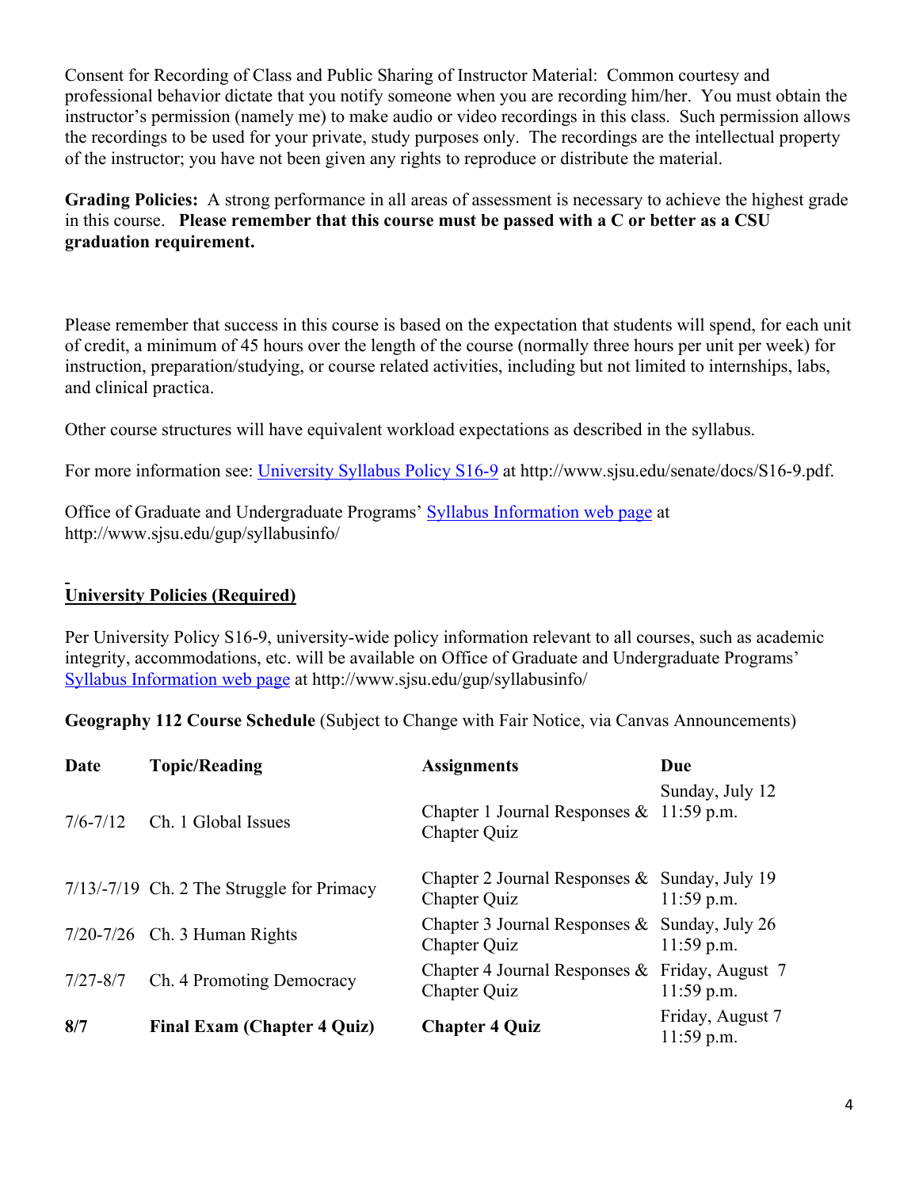Consent for Recording of Class and Public Sharing of Instructor Material: Common courtesy and professional behavior dictate that you notify someone when you are recording him/her. You must obtain the instructor's permission (namely me) to make audio or video recordings in this class. Such permission allows the recordings to be used for your private, study purposes only. The recordings are the intellectual property of the instructor; you have not been given any rights to reproduce or distribute the material.

**Grading Policies:** A strong performance in all areas of assessment is necessary to achieve the highest grade in this course. **Please remember that this course must be passed with a C or better as a CSU graduation requirement.**

Please remember that success in this course is based on the expectation that students will spend, for each unit of credit, a minimum of 45 hours over the length of the course (normally three hours per unit per week) for instruction, preparation/studying, or course related activities, including but not limited to internships, labs, and clinical practica.

Other course structures will have equivalent workload expectations as described in the syllabus.

For more information see: [University Syllabus Policy S16-9](http://www.sjsu.edu/senate/docs/S16-9.pdf) at http://www.sjsu.edu/senate/docs/S16-9.pdf.

Office of Graduate and Undergraduate Programs' [Syllabus Information web page](http://www.sjsu.edu/gup/syllabusinfo/) at http://www.sjsu.edu/gup/syllabusinfo/

## University Policies (Required)

Per University Policy S16-9, university-wide policy information relevant to all courses, such as academic integrity, accommodations, etc. will be available on Office of Graduate and Undergraduate Programs' [Syllabus Information web page](http://www.sjsu.edu/gup/syllabusinfo/) at http://www.sjsu.edu/gup/syllabusinfo/

**Geography 112 Course Schedule** (Subject to Change with Fair Notice, via Canvas Announcements)

| **Date** | **Topic/Reading** | **Assignments** | **Due** |
|---|---|---|---|
| 7/6-7/12 | Ch. 1 Global Issues | Chapter 1 Journal Responses & Chapter Quiz | Sunday, July 12 11:59 p.m. |
| 7/13/-7/19 | Ch. 2 The Struggle for Primacy | Chapter 2 Journal Responses & Chapter Quiz | Sunday, July 19 11:59 p.m. |
| 7/20-7/26 | Ch. 3 Human Rights | Chapter 3 Journal Responses & Chapter Quiz | Sunday, July 26 11:59 p.m. |
| 7/27-8/7 | Ch. 4 Promoting Democracy | Chapter 4 Journal Responses & Chapter Quiz | Friday, August 7 11:59 p.m. |
| **8/7** | **Final Exam (Chapter 4 Quiz)** | **Chapter 4 Quiz** | Friday, August 7 11:59 p.m. |